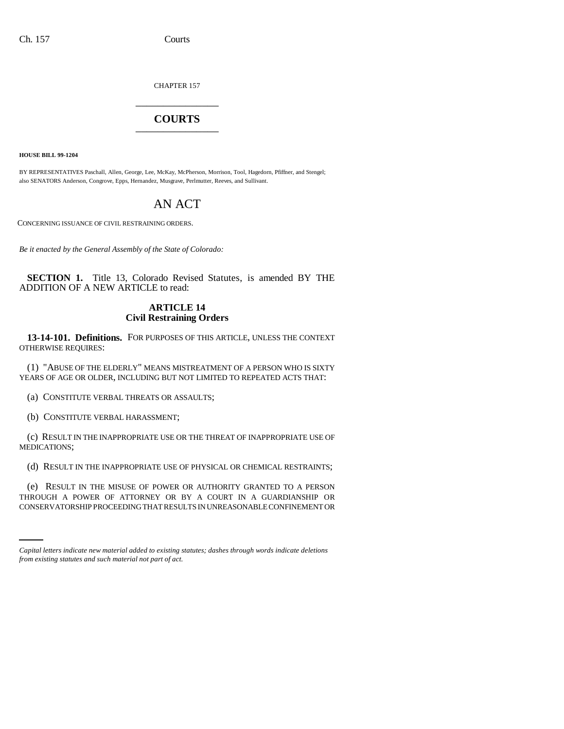CHAPTER 157

# COURTS

**HOUSE BILL 99-1204**

BY REPRESENTATIVES Paschall, Allen, George, Lee, McKay, McPherson, Morrison, Tool, Hagedorn, Pfiffner, and Stengel; also SENATORS Anderson, Congrove, Epps, Hernandez, Musgrave, Perlmutter, Reeves, and Sullivant.

## AN ACT

CONCERNING ISSUANCE OF CIVIL RESTRAINING ORDERS.

*Be it enacted by the General Assembly of the State of Colorado:*

**SECTION 1.** Title 13, Colorado Revised Statutes, is amended BY THE ADDITION OF A NEW ARTICLE to read:

### ARTICLE 14
### Civil Restraining Orders

**13-14-101. Definitions.** FOR PURPOSES OF THIS ARTICLE, UNLESS THE CONTEXT OTHERWISE REQUIRES:

(1) "ABUSE OF THE ELDERLY" MEANS MISTREATMENT OF A PERSON WHO IS SIXTY YEARS OF AGE OR OLDER, INCLUDING BUT NOT LIMITED TO REPEATED ACTS THAT:

(a) CONSTITUTE VERBAL THREATS OR ASSAULTS;

(b) CONSTITUTE VERBAL HARASSMENT;

(c) RESULT IN THE INAPPROPRIATE USE OR THE THREAT OF INAPPROPRIATE USE OF MEDICATIONS;

(d) RESULT IN THE INAPPROPRIATE USE OF PHYSICAL OR CHEMICAL RESTRAINTS;

(e) RESULT IN THE MISUSE OF POWER OR AUTHORITY GRANTED TO A PERSON THROUGH A POWER OF ATTORNEY OR BY A COURT IN A GUARDIANSHIP OR CONSERVATORSHIP PROCEEDING THAT RESULTS IN UNREASONABLE CONFINEMENT OR

*Capital letters indicate new material added to existing statutes; dashes through words indicate deletions from existing statutes and such material not part of act.*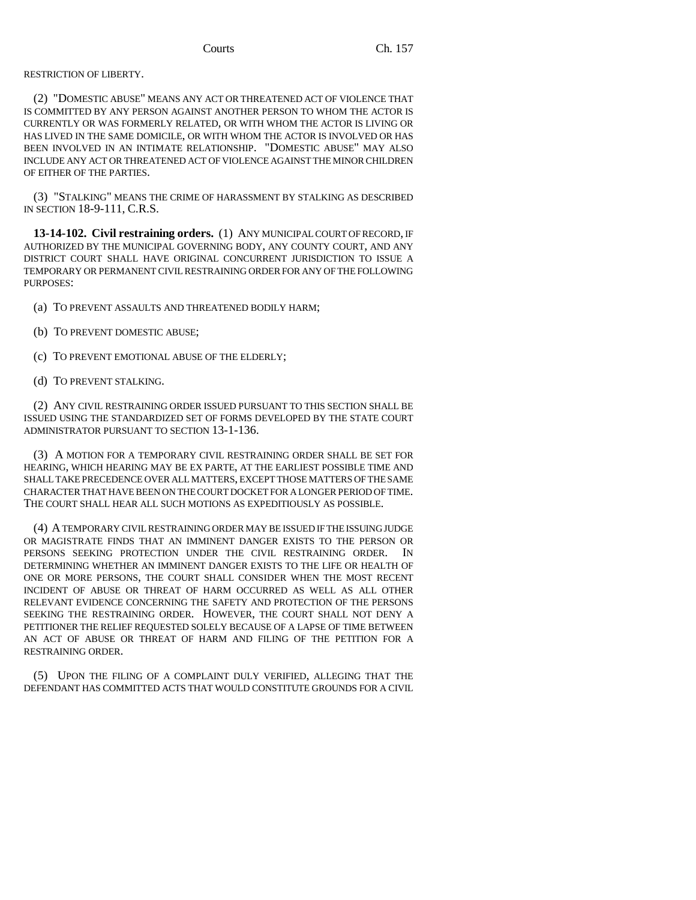RESTRICTION OF LIBERTY.

(2) "DOMESTIC ABUSE" MEANS ANY ACT OR THREATENED ACT OF VIOLENCE THAT IS COMMITTED BY ANY PERSON AGAINST ANOTHER PERSON TO WHOM THE ACTOR IS CURRENTLY OR WAS FORMERLY RELATED, OR WITH WHOM THE ACTOR IS LIVING OR HAS LIVED IN THE SAME DOMICILE, OR WITH WHOM THE ACTOR IS INVOLVED OR HAS BEEN INVOLVED IN AN INTIMATE RELATIONSHIP. "DOMESTIC ABUSE" MAY ALSO INCLUDE ANY ACT OR THREATENED ACT OF VIOLENCE AGAINST THE MINOR CHILDREN OF EITHER OF THE PARTIES.

(3) "STALKING" MEANS THE CRIME OF HARASSMENT BY STALKING AS DESCRIBED IN SECTION 18-9-111, C.R.S.

**13-14-102. Civil restraining orders.** (1) ANY MUNICIPAL COURT OF RECORD, IF AUTHORIZED BY THE MUNICIPAL GOVERNING BODY, ANY COUNTY COURT, AND ANY DISTRICT COURT SHALL HAVE ORIGINAL CONCURRENT JURISDICTION TO ISSUE A TEMPORARY OR PERMANENT CIVIL RESTRAINING ORDER FOR ANY OF THE FOLLOWING PURPOSES:

(a) TO PREVENT ASSAULTS AND THREATENED BODILY HARM;

(b) TO PREVENT DOMESTIC ABUSE;

(c) TO PREVENT EMOTIONAL ABUSE OF THE ELDERLY;

(d) TO PREVENT STALKING.

(2) ANY CIVIL RESTRAINING ORDER ISSUED PURSUANT TO THIS SECTION SHALL BE ISSUED USING THE STANDARDIZED SET OF FORMS DEVELOPED BY THE STATE COURT ADMINISTRATOR PURSUANT TO SECTION 13-1-136.

(3) A MOTION FOR A TEMPORARY CIVIL RESTRAINING ORDER SHALL BE SET FOR HEARING, WHICH HEARING MAY BE EX PARTE, AT THE EARLIEST POSSIBLE TIME AND SHALL TAKE PRECEDENCE OVER ALL MATTERS, EXCEPT THOSE MATTERS OF THE SAME CHARACTER THAT HAVE BEEN ON THE COURT DOCKET FOR A LONGER PERIOD OF TIME. THE COURT SHALL HEAR ALL SUCH MOTIONS AS EXPEDITIOUSLY AS POSSIBLE.

(4) A TEMPORARY CIVIL RESTRAINING ORDER MAY BE ISSUED IF THE ISSUING JUDGE OR MAGISTRATE FINDS THAT AN IMMINENT DANGER EXISTS TO THE PERSON OR PERSONS SEEKING PROTECTION UNDER THE CIVIL RESTRAINING ORDER. IN DETERMINING WHETHER AN IMMINENT DANGER EXISTS TO THE LIFE OR HEALTH OF ONE OR MORE PERSONS, THE COURT SHALL CONSIDER WHEN THE MOST RECENT INCIDENT OF ABUSE OR THREAT OF HARM OCCURRED AS WELL AS ALL OTHER RELEVANT EVIDENCE CONCERNING THE SAFETY AND PROTECTION OF THE PERSONS SEEKING THE RESTRAINING ORDER. HOWEVER, THE COURT SHALL NOT DENY A PETITIONER THE RELIEF REQUESTED SOLELY BECAUSE OF A LAPSE OF TIME BETWEEN AN ACT OF ABUSE OR THREAT OF HARM AND FILING OF THE PETITION FOR A RESTRAINING ORDER.

(5) UPON THE FILING OF A COMPLAINT DULY VERIFIED, ALLEGING THAT THE DEFENDANT HAS COMMITTED ACTS THAT WOULD CONSTITUTE GROUNDS FOR A CIVIL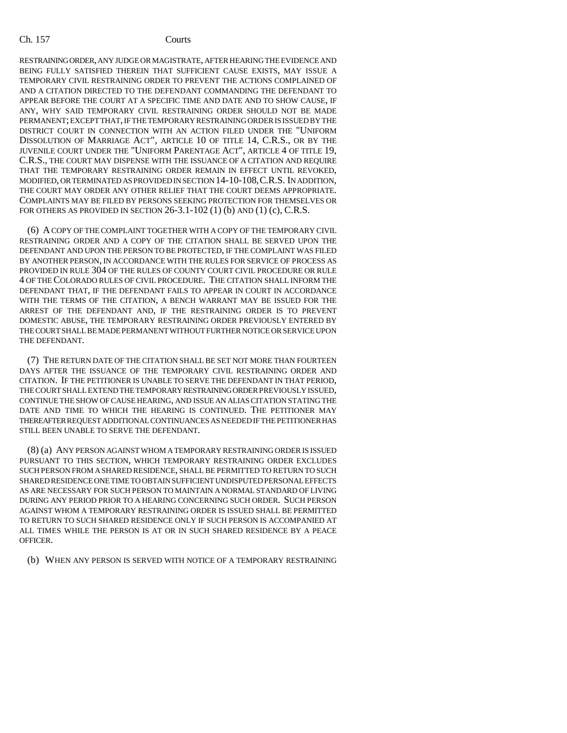RESTRAINING ORDER, ANY JUDGE OR MAGISTRATE, AFTER HEARING THE EVIDENCE AND BEING FULLY SATISFIED THEREIN THAT SUFFICIENT CAUSE EXISTS, MAY ISSUE A TEMPORARY CIVIL RESTRAINING ORDER TO PREVENT THE ACTIONS COMPLAINED OF AND A CITATION DIRECTED TO THE DEFENDANT COMMANDING THE DEFENDANT TO APPEAR BEFORE THE COURT AT A SPECIFIC TIME AND DATE AND TO SHOW CAUSE, IF ANY, WHY SAID TEMPORARY CIVIL RESTRAINING ORDER SHOULD NOT BE MADE PERMANENT; EXCEPT THAT, IF THE TEMPORARY RESTRAINING ORDER IS ISSUED BY THE DISTRICT COURT IN CONNECTION WITH AN ACTION FILED UNDER THE "UNIFORM DISSOLUTION OF MARRIAGE ACT", ARTICLE 10 OF TITLE 14, C.R.S., OR BY THE JUVENILE COURT UNDER THE "UNIFORM PARENTAGE ACT", ARTICLE 4 OF TITLE 19, C.R.S., THE COURT MAY DISPENSE WITH THE ISSUANCE OF A CITATION AND REQUIRE THAT THE TEMPORARY RESTRAINING ORDER REMAIN IN EFFECT UNTIL REVOKED, MODIFIED, OR TERMINATED AS PROVIDED IN SECTION 14-10-108, C.R.S. IN ADDITION, THE COURT MAY ORDER ANY OTHER RELIEF THAT THE COURT DEEMS APPROPRIATE. COMPLAINTS MAY BE FILED BY PERSONS SEEKING PROTECTION FOR THEMSELVES OR FOR OTHERS AS PROVIDED IN SECTION 26-3.1-102 (1) (b) AND (1) (c), C.R.S.

(6) A COPY OF THE COMPLAINT TOGETHER WITH A COPY OF THE TEMPORARY CIVIL RESTRAINING ORDER AND A COPY OF THE CITATION SHALL BE SERVED UPON THE DEFENDANT AND UPON THE PERSON TO BE PROTECTED, IF THE COMPLAINT WAS FILED BY ANOTHER PERSON, IN ACCORDANCE WITH THE RULES FOR SERVICE OF PROCESS AS PROVIDED IN RULE 304 OF THE RULES OF COUNTY COURT CIVIL PROCEDURE OR RULE 4 OF THE COLORADO RULES OF CIVIL PROCEDURE. THE CITATION SHALL INFORM THE DEFENDANT THAT, IF THE DEFENDANT FAILS TO APPEAR IN COURT IN ACCORDANCE WITH THE TERMS OF THE CITATION, A BENCH WARRANT MAY BE ISSUED FOR THE ARREST OF THE DEFENDANT AND, IF THE RESTRAINING ORDER IS TO PREVENT DOMESTIC ABUSE, THE TEMPORARY RESTRAINING ORDER PREVIOUSLY ENTERED BY THE COURT SHALL BE MADE PERMANENT WITHOUT FURTHER NOTICE OR SERVICE UPON THE DEFENDANT.

(7) THE RETURN DATE OF THE CITATION SHALL BE SET NOT MORE THAN FOURTEEN DAYS AFTER THE ISSUANCE OF THE TEMPORARY CIVIL RESTRAINING ORDER AND CITATION. IF THE PETITIONER IS UNABLE TO SERVE THE DEFENDANT IN THAT PERIOD, THE COURT SHALL EXTEND THE TEMPORARY RESTRAINING ORDER PREVIOUSLY ISSUED, CONTINUE THE SHOW OF CAUSE HEARING, AND ISSUE AN ALIAS CITATION STATING THE DATE AND TIME TO WHICH THE HEARING IS CONTINUED. THE PETITIONER MAY THEREAFTER REQUEST ADDITIONAL CONTINUANCES AS NEEDED IF THE PETITIONER HAS STILL BEEN UNABLE TO SERVE THE DEFENDANT.

(8) (a) ANY PERSON AGAINST WHOM A TEMPORARY RESTRAINING ORDER IS ISSUED PURSUANT TO THIS SECTION, WHICH TEMPORARY RESTRAINING ORDER EXCLUDES SUCH PERSON FROM A SHARED RESIDENCE, SHALL BE PERMITTED TO RETURN TO SUCH SHARED RESIDENCE ONE TIME TO OBTAIN SUFFICIENT UNDISPUTED PERSONAL EFFECTS AS ARE NECESSARY FOR SUCH PERSON TO MAINTAIN A NORMAL STANDARD OF LIVING DURING ANY PERIOD PRIOR TO A HEARING CONCERNING SUCH ORDER. SUCH PERSON AGAINST WHOM A TEMPORARY RESTRAINING ORDER IS ISSUED SHALL BE PERMITTED TO RETURN TO SUCH SHARED RESIDENCE ONLY IF SUCH PERSON IS ACCOMPANIED AT ALL TIMES WHILE THE PERSON IS AT OR IN SUCH SHARED RESIDENCE BY A PEACE OFFICER.

(b) WHEN ANY PERSON IS SERVED WITH NOTICE OF A TEMPORARY RESTRAINING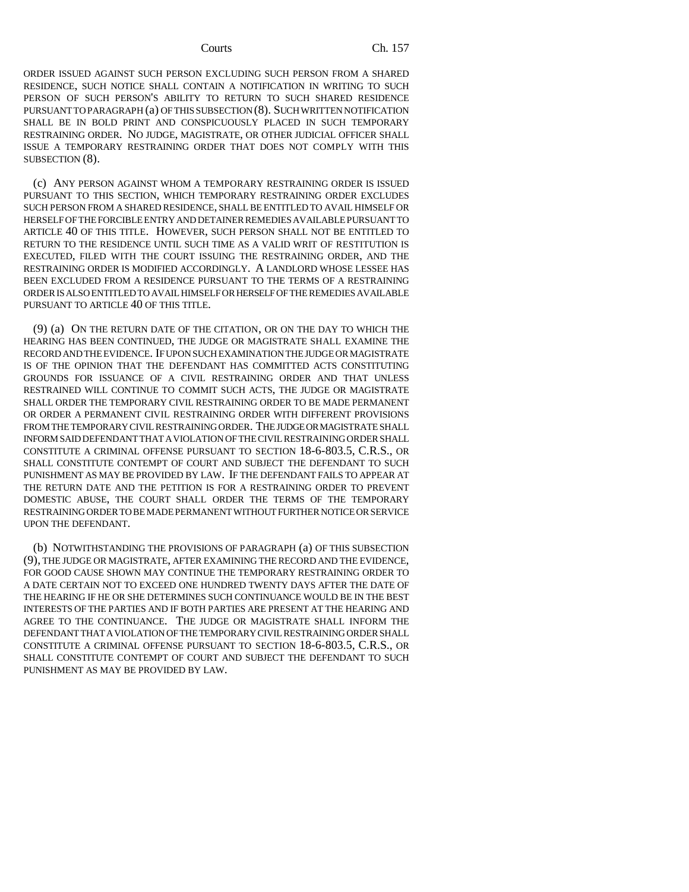ORDER ISSUED AGAINST SUCH PERSON EXCLUDING SUCH PERSON FROM A SHARED RESIDENCE, SUCH NOTICE SHALL CONTAIN A NOTIFICATION IN WRITING TO SUCH PERSON OF SUCH PERSON'S ABILITY TO RETURN TO SUCH SHARED RESIDENCE PURSUANT TO PARAGRAPH (a) OF THIS SUBSECTION (8). SUCH WRITTEN NOTIFICATION SHALL BE IN BOLD PRINT AND CONSPICUOUSLY PLACED IN SUCH TEMPORARY RESTRAINING ORDER. NO JUDGE, MAGISTRATE, OR OTHER JUDICIAL OFFICER SHALL ISSUE A TEMPORARY RESTRAINING ORDER THAT DOES NOT COMPLY WITH THIS SUBSECTION (8).

(c) ANY PERSON AGAINST WHOM A TEMPORARY RESTRAINING ORDER IS ISSUED PURSUANT TO THIS SECTION, WHICH TEMPORARY RESTRAINING ORDER EXCLUDES SUCH PERSON FROM A SHARED RESIDENCE, SHALL BE ENTITLED TO AVAIL HIMSELF OR HERSELF OF THE FORCIBLE ENTRY AND DETAINER REMEDIES AVAILABLE PURSUANT TO ARTICLE 40 OF THIS TITLE. HOWEVER, SUCH PERSON SHALL NOT BE ENTITLED TO RETURN TO THE RESIDENCE UNTIL SUCH TIME AS A VALID WRIT OF RESTITUTION IS EXECUTED, FILED WITH THE COURT ISSUING THE RESTRAINING ORDER, AND THE RESTRAINING ORDER IS MODIFIED ACCORDINGLY. A LANDLORD WHOSE LESSEE HAS BEEN EXCLUDED FROM A RESIDENCE PURSUANT TO THE TERMS OF A RESTRAINING ORDER IS ALSO ENTITLED TO AVAIL HIMSELF OR HERSELF OF THE REMEDIES AVAILABLE PURSUANT TO ARTICLE 40 OF THIS TITLE.

(9) (a) ON THE RETURN DATE OF THE CITATION, OR ON THE DAY TO WHICH THE HEARING HAS BEEN CONTINUED, THE JUDGE OR MAGISTRATE SHALL EXAMINE THE RECORD AND THE EVIDENCE. IF UPON SUCH EXAMINATION THE JUDGE OR MAGISTRATE IS OF THE OPINION THAT THE DEFENDANT HAS COMMITTED ACTS CONSTITUTING GROUNDS FOR ISSUANCE OF A CIVIL RESTRAINING ORDER AND THAT UNLESS RESTRAINED WILL CONTINUE TO COMMIT SUCH ACTS, THE JUDGE OR MAGISTRATE SHALL ORDER THE TEMPORARY CIVIL RESTRAINING ORDER TO BE MADE PERMANENT OR ORDER A PERMANENT CIVIL RESTRAINING ORDER WITH DIFFERENT PROVISIONS FROM THE TEMPORARY CIVIL RESTRAINING ORDER. THE JUDGE OR MAGISTRATE SHALL INFORM SAID DEFENDANT THAT A VIOLATION OF THE CIVIL RESTRAINING ORDER SHALL CONSTITUTE A CRIMINAL OFFENSE PURSUANT TO SECTION 18-6-803.5, C.R.S., OR SHALL CONSTITUTE CONTEMPT OF COURT AND SUBJECT THE DEFENDANT TO SUCH PUNISHMENT AS MAY BE PROVIDED BY LAW. IF THE DEFENDANT FAILS TO APPEAR AT THE RETURN DATE AND THE PETITION IS FOR A RESTRAINING ORDER TO PREVENT DOMESTIC ABUSE, THE COURT SHALL ORDER THE TERMS OF THE TEMPORARY RESTRAINING ORDER TO BE MADE PERMANENT WITHOUT FURTHER NOTICE OR SERVICE UPON THE DEFENDANT.

(b) NOTWITHSTANDING THE PROVISIONS OF PARAGRAPH (a) OF THIS SUBSECTION (9), THE JUDGE OR MAGISTRATE, AFTER EXAMINING THE RECORD AND THE EVIDENCE, FOR GOOD CAUSE SHOWN MAY CONTINUE THE TEMPORARY RESTRAINING ORDER TO A DATE CERTAIN NOT TO EXCEED ONE HUNDRED TWENTY DAYS AFTER THE DATE OF THE HEARING IF HE OR SHE DETERMINES SUCH CONTINUANCE WOULD BE IN THE BEST INTERESTS OF THE PARTIES AND IF BOTH PARTIES ARE PRESENT AT THE HEARING AND AGREE TO THE CONTINUANCE. THE JUDGE OR MAGISTRATE SHALL INFORM THE DEFENDANT THAT A VIOLATION OF THE TEMPORARY CIVIL RESTRAINING ORDER SHALL CONSTITUTE A CRIMINAL OFFENSE PURSUANT TO SECTION 18-6-803.5, C.R.S., OR SHALL CONSTITUTE CONTEMPT OF COURT AND SUBJECT THE DEFENDANT TO SUCH PUNISHMENT AS MAY BE PROVIDED BY LAW.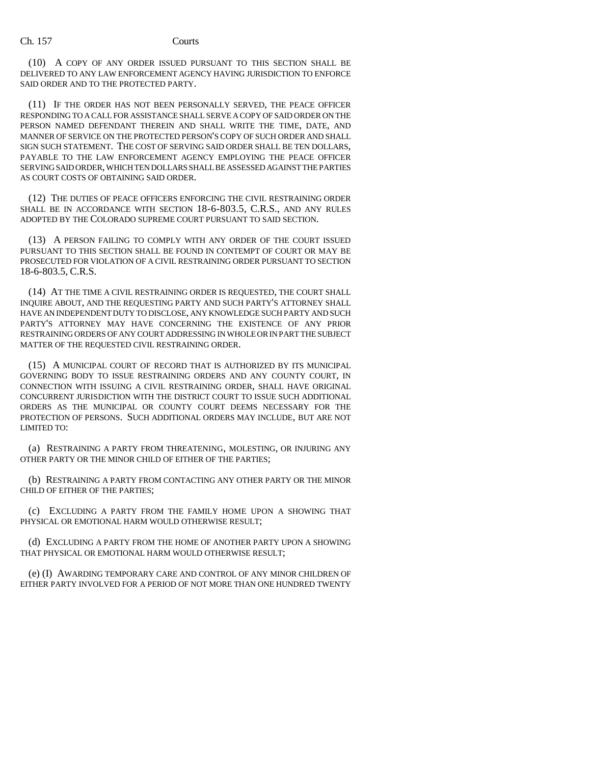(10) A COPY OF ANY ORDER ISSUED PURSUANT TO THIS SECTION SHALL BE DELIVERED TO ANY LAW ENFORCEMENT AGENCY HAVING JURISDICTION TO ENFORCE SAID ORDER AND TO THE PROTECTED PARTY.

(11) IF THE ORDER HAS NOT BEEN PERSONALLY SERVED, THE PEACE OFFICER RESPONDING TO A CALL FOR ASSISTANCE SHALL SERVE A COPY OF SAID ORDER ON THE PERSON NAMED DEFENDANT THEREIN AND SHALL WRITE THE TIME, DATE, AND MANNER OF SERVICE ON THE PROTECTED PERSON'S COPY OF SUCH ORDER AND SHALL SIGN SUCH STATEMENT. THE COST OF SERVING SAID ORDER SHALL BE TEN DOLLARS, PAYABLE TO THE LAW ENFORCEMENT AGENCY EMPLOYING THE PEACE OFFICER SERVING SAID ORDER, WHICH TEN DOLLARS SHALL BE ASSESSED AGAINST THE PARTIES AS COURT COSTS OF OBTAINING SAID ORDER.

(12) THE DUTIES OF PEACE OFFICERS ENFORCING THE CIVIL RESTRAINING ORDER SHALL BE IN ACCORDANCE WITH SECTION 18-6-803.5, C.R.S., AND ANY RULES ADOPTED BY THE COLORADO SUPREME COURT PURSUANT TO SAID SECTION.

(13) A PERSON FAILING TO COMPLY WITH ANY ORDER OF THE COURT ISSUED PURSUANT TO THIS SECTION SHALL BE FOUND IN CONTEMPT OF COURT OR MAY BE PROSECUTED FOR VIOLATION OF A CIVIL RESTRAINING ORDER PURSUANT TO SECTION 18-6-803.5, C.R.S.

(14) AT THE TIME A CIVIL RESTRAINING ORDER IS REQUESTED, THE COURT SHALL INQUIRE ABOUT, AND THE REQUESTING PARTY AND SUCH PARTY'S ATTORNEY SHALL HAVE AN INDEPENDENT DUTY TO DISCLOSE, ANY KNOWLEDGE SUCH PARTY AND SUCH PARTY'S ATTORNEY MAY HAVE CONCERNING THE EXISTENCE OF ANY PRIOR RESTRAINING ORDERS OF ANY COURT ADDRESSING IN WHOLE OR IN PART THE SUBJECT MATTER OF THE REQUESTED CIVIL RESTRAINING ORDER.

(15) A MUNICIPAL COURT OF RECORD THAT IS AUTHORIZED BY ITS MUNICIPAL GOVERNING BODY TO ISSUE RESTRAINING ORDERS AND ANY COUNTY COURT, IN CONNECTION WITH ISSUING A CIVIL RESTRAINING ORDER, SHALL HAVE ORIGINAL CONCURRENT JURISDICTION WITH THE DISTRICT COURT TO ISSUE SUCH ADDITIONAL ORDERS AS THE MUNICIPAL OR COUNTY COURT DEEMS NECESSARY FOR THE PROTECTION OF PERSONS. SUCH ADDITIONAL ORDERS MAY INCLUDE, BUT ARE NOT LIMITED TO:

(a) RESTRAINING A PARTY FROM THREATENING, MOLESTING, OR INJURING ANY OTHER PARTY OR THE MINOR CHILD OF EITHER OF THE PARTIES;

(b) RESTRAINING A PARTY FROM CONTACTING ANY OTHER PARTY OR THE MINOR CHILD OF EITHER OF THE PARTIES;

(c) EXCLUDING A PARTY FROM THE FAMILY HOME UPON A SHOWING THAT PHYSICAL OR EMOTIONAL HARM WOULD OTHERWISE RESULT;

(d) EXCLUDING A PARTY FROM THE HOME OF ANOTHER PARTY UPON A SHOWING THAT PHYSICAL OR EMOTIONAL HARM WOULD OTHERWISE RESULT;

(e) (I) AWARDING TEMPORARY CARE AND CONTROL OF ANY MINOR CHILDREN OF EITHER PARTY INVOLVED FOR A PERIOD OF NOT MORE THAN ONE HUNDRED TWENTY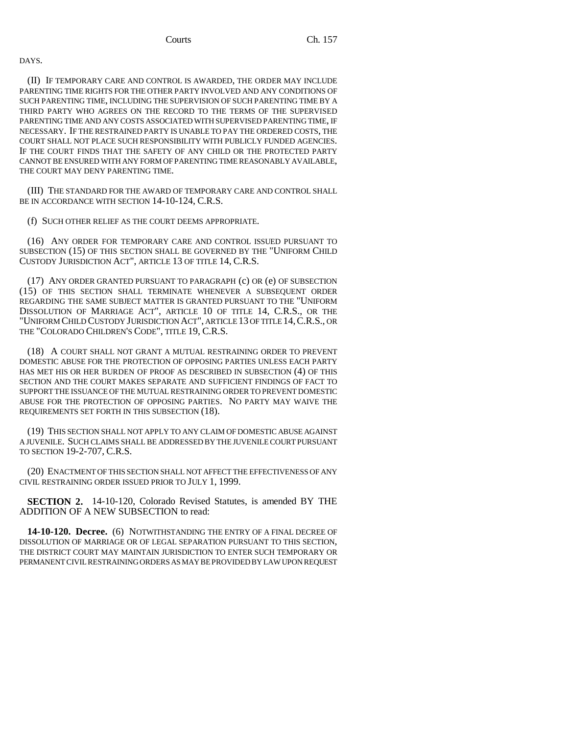DAYS.

(II) IF TEMPORARY CARE AND CONTROL IS AWARDED, THE ORDER MAY INCLUDE PARENTING TIME RIGHTS FOR THE OTHER PARTY INVOLVED AND ANY CONDITIONS OF SUCH PARENTING TIME, INCLUDING THE SUPERVISION OF SUCH PARENTING TIME BY A THIRD PARTY WHO AGREES ON THE RECORD TO THE TERMS OF THE SUPERVISED PARENTING TIME AND ANY COSTS ASSOCIATED WITH SUPERVISED PARENTING TIME, IF NECESSARY. IF THE RESTRAINED PARTY IS UNABLE TO PAY THE ORDERED COSTS, THE COURT SHALL NOT PLACE SUCH RESPONSIBILITY WITH PUBLICLY FUNDED AGENCIES. IF THE COURT FINDS THAT THE SAFETY OF ANY CHILD OR THE PROTECTED PARTY CANNOT BE ENSURED WITH ANY FORM OF PARENTING TIME REASONABLY AVAILABLE, THE COURT MAY DENY PARENTING TIME.

(III) THE STANDARD FOR THE AWARD OF TEMPORARY CARE AND CONTROL SHALL BE IN ACCORDANCE WITH SECTION 14-10-124, C.R.S.

(f) SUCH OTHER RELIEF AS THE COURT DEEMS APPROPRIATE.

(16) ANY ORDER FOR TEMPORARY CARE AND CONTROL ISSUED PURSUANT TO SUBSECTION (15) OF THIS SECTION SHALL BE GOVERNED BY THE "UNIFORM CHILD CUSTODY JURISDICTION ACT", ARTICLE 13 OF TITLE 14, C.R.S.

(17) ANY ORDER GRANTED PURSUANT TO PARAGRAPH (c) OR (e) OF SUBSECTION (15) OF THIS SECTION SHALL TERMINATE WHENEVER A SUBSEQUENT ORDER REGARDING THE SAME SUBJECT MATTER IS GRANTED PURSUANT TO THE "UNIFORM DISSOLUTION OF MARRIAGE ACT", ARTICLE 10 OF TITLE 14, C.R.S., OR THE "UNIFORM CHILD CUSTODY JURISDICTION ACT", ARTICLE 13 OF TITLE 14, C.R.S., OR THE "COLORADO CHILDREN'S CODE", TITLE 19, C.R.S.

(18) A COURT SHALL NOT GRANT A MUTUAL RESTRAINING ORDER TO PREVENT DOMESTIC ABUSE FOR THE PROTECTION OF OPPOSING PARTIES UNLESS EACH PARTY HAS MET HIS OR HER BURDEN OF PROOF AS DESCRIBED IN SUBSECTION (4) OF THIS SECTION AND THE COURT MAKES SEPARATE AND SUFFICIENT FINDINGS OF FACT TO SUPPORT THE ISSUANCE OF THE MUTUAL RESTRAINING ORDER TO PREVENT DOMESTIC ABUSE FOR THE PROTECTION OF OPPOSING PARTIES. NO PARTY MAY WAIVE THE REQUIREMENTS SET FORTH IN THIS SUBSECTION (18).

(19) THIS SECTION SHALL NOT APPLY TO ANY CLAIM OF DOMESTIC ABUSE AGAINST A JUVENILE. SUCH CLAIMS SHALL BE ADDRESSED BY THE JUVENILE COURT PURSUANT TO SECTION 19-2-707, C.R.S.

(20) ENACTMENT OF THIS SECTION SHALL NOT AFFECT THE EFFECTIVENESS OF ANY CIVIL RESTRAINING ORDER ISSUED PRIOR TO JULY 1, 1999.

**SECTION 2.** 14-10-120, Colorado Revised Statutes, is amended BY THE ADDITION OF A NEW SUBSECTION to read:

**14-10-120. Decree.** (6) NOTWITHSTANDING THE ENTRY OF A FINAL DECREE OF DISSOLUTION OF MARRIAGE OR OF LEGAL SEPARATION PURSUANT TO THIS SECTION, THE DISTRICT COURT MAY MAINTAIN JURISDICTION TO ENTER SUCH TEMPORARY OR PERMANENT CIVIL RESTRAINING ORDERS AS MAY BE PROVIDED BY LAW UPON REQUEST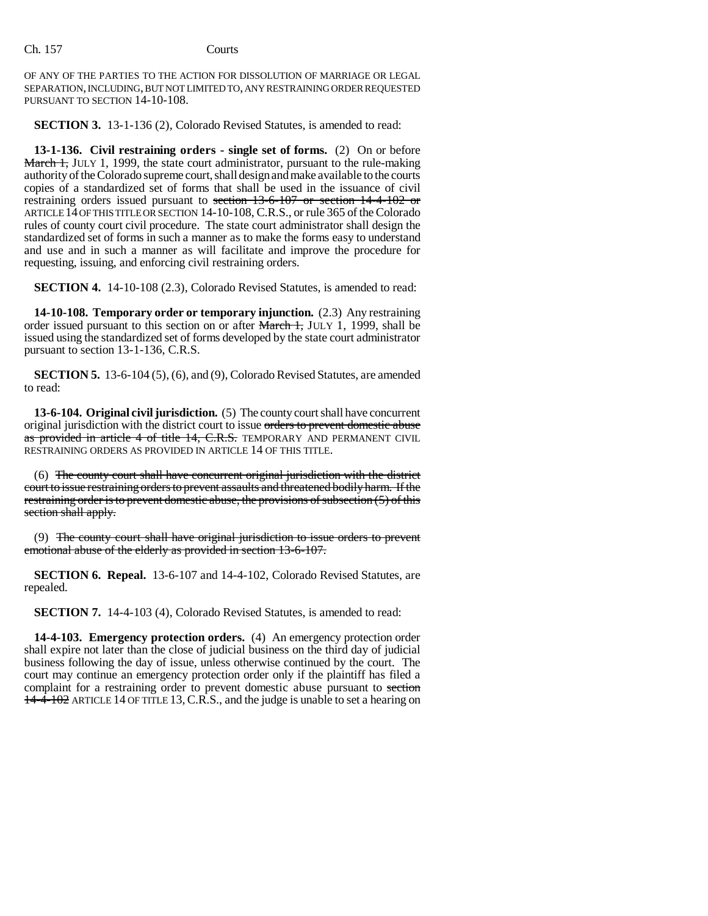OF ANY OF THE PARTIES TO THE ACTION FOR DISSOLUTION OF MARRIAGE OR LEGAL SEPARATION, INCLUDING, BUT NOT LIMITED TO, ANY RESTRAINING ORDER REQUESTED PURSUANT TO SECTION 14-10-108.

**SECTION 3.** 13-1-136 (2), Colorado Revised Statutes, is amended to read:

**13-1-136. Civil restraining orders - single set of forms.** (2) On or before ~~March 1,~~ JULY 1, 1999, the state court administrator, pursuant to the rule-making authority of the Colorado supreme court, shall design and make available to the courts copies of a standardized set of forms that shall be used in the issuance of civil restraining orders issued pursuant to ~~section 13-6-107 or section 14-4-102 or~~ ARTICLE 14 OF THIS TITLE OR SECTION 14-10-108, C.R.S., or rule 365 of the Colorado rules of county court civil procedure. The state court administrator shall design the standardized set of forms in such a manner as to make the forms easy to understand and use and in such a manner as will facilitate and improve the procedure for requesting, issuing, and enforcing civil restraining orders.

**SECTION 4.** 14-10-108 (2.3), Colorado Revised Statutes, is amended to read:

**14-10-108. Temporary order or temporary injunction.** (2.3) Any restraining order issued pursuant to this section on or after ~~March 1,~~ JULY 1, 1999, shall be issued using the standardized set of forms developed by the state court administrator pursuant to section 13-1-136, C.R.S.

**SECTION 5.** 13-6-104 (5), (6), and (9), Colorado Revised Statutes, are amended to read:

**13-6-104. Original civil jurisdiction.** (5) The county court shall have concurrent original jurisdiction with the district court to issue ~~orders to prevent domestic abuse as provided in article 4 of title 14, C.R.S.~~ TEMPORARY AND PERMANENT CIVIL RESTRAINING ORDERS AS PROVIDED IN ARTICLE 14 OF THIS TITLE.

(6) ~~The county court shall have concurrent original jurisdiction with the district court to issue restraining orders to prevent assaults and threatened bodily harm. If the restraining order is to prevent domestic abuse, the provisions of subsection (5) of this section shall apply.~~

(9) ~~The county court shall have original jurisdiction to issue orders to prevent emotional abuse of the elderly as provided in section 13-6-107.~~

**SECTION 6. Repeal.** 13-6-107 and 14-4-102, Colorado Revised Statutes, are repealed.

**SECTION 7.** 14-4-103 (4), Colorado Revised Statutes, is amended to read:

**14-4-103. Emergency protection orders.** (4) An emergency protection order shall expire not later than the close of judicial business on the third day of judicial business following the day of issue, unless otherwise continued by the court. The court may continue an emergency protection order only if the plaintiff has filed a complaint for a restraining order to prevent domestic abuse pursuant to ~~section 14-4-102~~ ARTICLE 14 OF TITLE 13, C.R.S., and the judge is unable to set a hearing on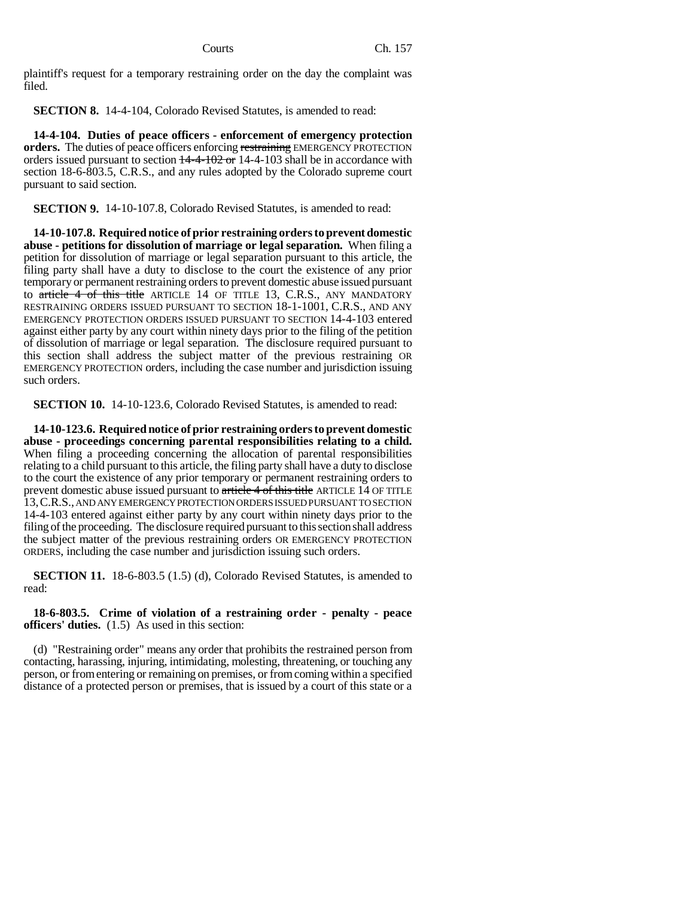plaintiff's request for a temporary restraining order on the day the complaint was filed.

**SECTION 8.** 14-4-104, Colorado Revised Statutes, is amended to read:

**14-4-104. Duties of peace officers - enforcement of emergency protection orders.** The duties of peace officers enforcing ~~restraining~~ EMERGENCY PROTECTION orders issued pursuant to section ~~14-4-102 or~~ 14-4-103 shall be in accordance with section 18-6-803.5, C.R.S., and any rules adopted by the Colorado supreme court pursuant to said section.

**SECTION 9.** 14-10-107.8, Colorado Revised Statutes, is amended to read:

**14-10-107.8. Required notice of prior restraining orders to prevent domestic abuse - petitions for dissolution of marriage or legal separation.** When filing a petition for dissolution of marriage or legal separation pursuant to this article, the filing party shall have a duty to disclose to the court the existence of any prior temporary or permanent restraining orders to prevent domestic abuse issued pursuant to ~~article 4 of this title~~ ARTICLE 14 OF TITLE 13, C.R.S., ANY MANDATORY RESTRAINING ORDERS ISSUED PURSUANT TO SECTION 18-1-1001, C.R.S., AND ANY EMERGENCY PROTECTION ORDERS ISSUED PURSUANT TO SECTION 14-4-103 entered against either party by any court within ninety days prior to the filing of the petition of dissolution of marriage or legal separation. The disclosure required pursuant to this section shall address the subject matter of the previous restraining OR EMERGENCY PROTECTION orders, including the case number and jurisdiction issuing such orders.

**SECTION 10.** 14-10-123.6, Colorado Revised Statutes, is amended to read:

**14-10-123.6. Required notice of prior restraining orders to prevent domestic abuse - proceedings concerning parental responsibilities relating to a child.** When filing a proceeding concerning the allocation of parental responsibilities relating to a child pursuant to this article, the filing party shall have a duty to disclose to the court the existence of any prior temporary or permanent restraining orders to prevent domestic abuse issued pursuant to ~~article 4 of this title~~ ARTICLE 14 OF TITLE 13, C.R.S., AND ANY EMERGENCY PROTECTION ORDERS ISSUED PURSUANT TO SECTION 14-4-103 entered against either party by any court within ninety days prior to the filing of the proceeding. The disclosure required pursuant to this section shall address the subject matter of the previous restraining orders OR EMERGENCY PROTECTION ORDERS, including the case number and jurisdiction issuing such orders.

**SECTION 11.** 18-6-803.5 (1.5) (d), Colorado Revised Statutes, is amended to read:

**18-6-803.5. Crime of violation of a restraining order - penalty - peace officers' duties.** (1.5) As used in this section:

(d) "Restraining order" means any order that prohibits the restrained person from contacting, harassing, injuring, intimidating, molesting, threatening, or touching any person, or from entering or remaining on premises, or from coming within a specified distance of a protected person or premises, that is issued by a court of this state or a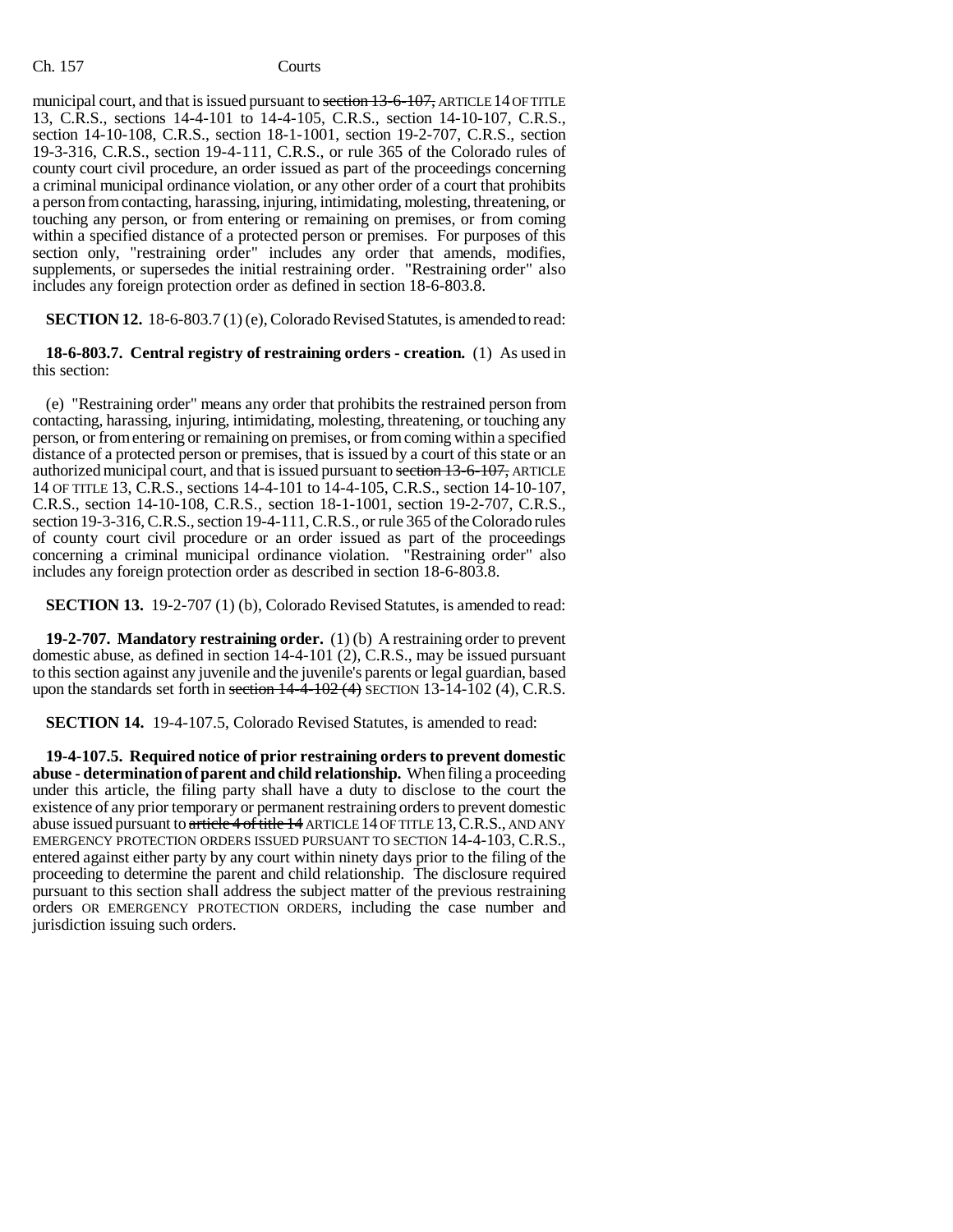municipal court, and that is issued pursuant to ~~section 13-6-107,~~ ARTICLE 14 OF TITLE 13, C.R.S., sections 14-4-101 to 14-4-105, C.R.S., section 14-10-107, C.R.S., section 14-10-108, C.R.S., section 18-1-1001, section 19-2-707, C.R.S., section 19-3-316, C.R.S., section 19-4-111, C.R.S., or rule 365 of the Colorado rules of county court civil procedure, an order issued as part of the proceedings concerning a criminal municipal ordinance violation, or any other order of a court that prohibits a person from contacting, harassing, injuring, intimidating, molesting, threatening, or touching any person, or from entering or remaining on premises, or from coming within a specified distance of a protected person or premises. For purposes of this section only, "restraining order" includes any order that amends, modifies, supplements, or supersedes the initial restraining order. "Restraining order" also includes any foreign protection order as defined in section 18-6-803.8.

**SECTION 12.** 18-6-803.7 (1) (e), Colorado Revised Statutes, is amended to read:

**18-6-803.7. Central registry of restraining orders - creation.** (1) As used in this section:

(e) "Restraining order" means any order that prohibits the restrained person from contacting, harassing, injuring, intimidating, molesting, threatening, or touching any person, or from entering or remaining on premises, or from coming within a specified distance of a protected person or premises, that is issued by a court of this state or an authorized municipal court, and that is issued pursuant to ~~section 13-6-107,~~ ARTICLE 14 OF TITLE 13, C.R.S., sections 14-4-101 to 14-4-105, C.R.S., section 14-10-107, C.R.S., section 14-10-108, C.R.S., section 18-1-1001, section 19-2-707, C.R.S., section 19-3-316, C.R.S., section 19-4-111, C.R.S., or rule 365 of the Colorado rules of county court civil procedure or an order issued as part of the proceedings concerning a criminal municipal ordinance violation. "Restraining order" also includes any foreign protection order as described in section 18-6-803.8.

**SECTION 13.** 19-2-707 (1) (b), Colorado Revised Statutes, is amended to read:

**19-2-707. Mandatory restraining order.** (1) (b) A restraining order to prevent domestic abuse, as defined in section 14-4-101 (2), C.R.S., may be issued pursuant to this section against any juvenile and the juvenile's parents or legal guardian, based upon the standards set forth in ~~section 14-4-102 (4)~~ SECTION 13-14-102 (4), C.R.S.

**SECTION 14.** 19-4-107.5, Colorado Revised Statutes, is amended to read:

**19-4-107.5. Required notice of prior restraining orders to prevent domestic abuse - determination of parent and child relationship.** When filing a proceeding under this article, the filing party shall have a duty to disclose to the court the existence of any prior temporary or permanent restraining orders to prevent domestic abuse issued pursuant to ~~article 4 of title 14~~ ARTICLE 14 OF TITLE 13, C.R.S., AND ANY EMERGENCY PROTECTION ORDERS ISSUED PURSUANT TO SECTION 14-4-103, C.R.S., entered against either party by any court within ninety days prior to the filing of the proceeding to determine the parent and child relationship. The disclosure required pursuant to this section shall address the subject matter of the previous restraining orders OR EMERGENCY PROTECTION ORDERS, including the case number and jurisdiction issuing such orders.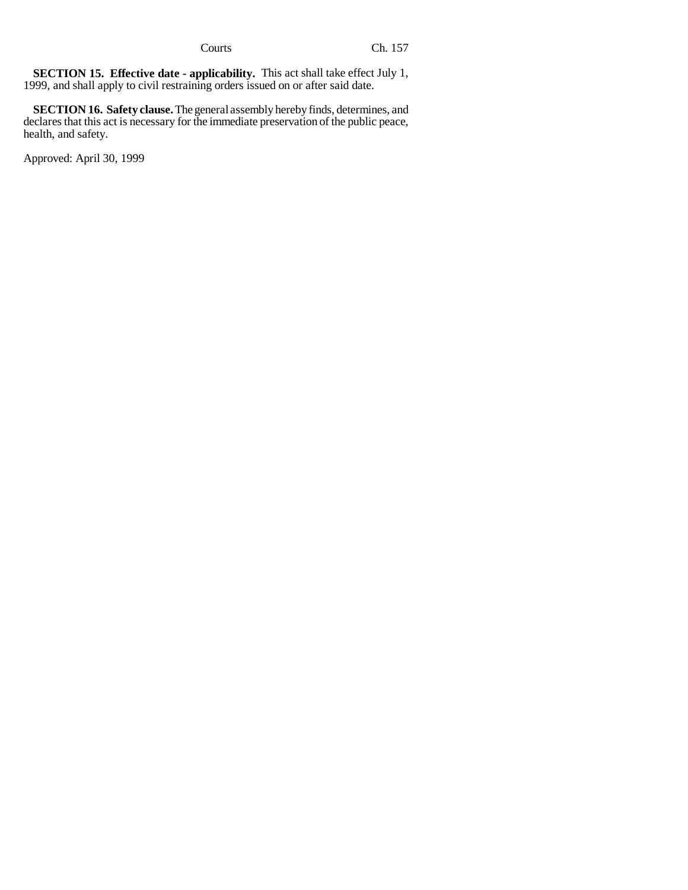**SECTION 15. Effective date - applicability.** This act shall take effect July 1, 1999, and shall apply to civil restraining orders issued on or after said date.

**SECTION 16. Safety clause.** The general assembly hereby finds, determines, and declares that this act is necessary for the immediate preservation of the public peace, health, and safety.

Approved: April 30, 1999